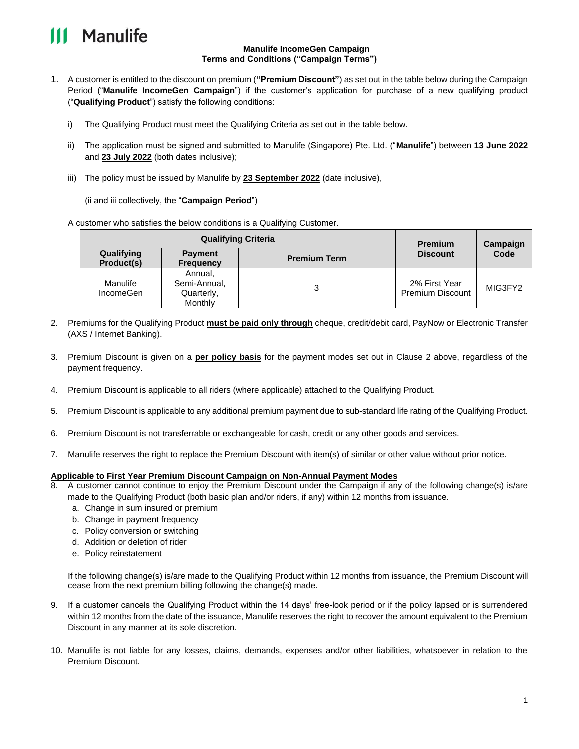Manulife

**Manulife IncomeGen Campaign**
**Terms and Conditions ("Campaign Terms")**

1. A customer is entitled to the discount on premium (**"Premium Discount"**) as set out in the table below during the Campaign Period ("**Manulife IncomeGen Campaign**") if the customer's application for purchase of a new qualifying product ("**Qualifying Product**") satisfy the following conditions:

   i) The Qualifying Product must meet the Qualifying Criteria as set out in the table below.

   ii) The application must be signed and submitted to Manulife (Singapore) Pte. Ltd. ("**Manulife**") between **13 June 2022** and **23 July 2022** (both dates inclusive);

   iii) The policy must be issued by Manulife by **23 September 2022** (date inclusive),

   (ii and iii collectively, the "**Campaign Period**")

   A customer who satisfies the below conditions is a Qualifying Customer.

| Qualifying Criteria | | | Premium Discount | Campaign Code |
|---|---|---|---|---|
| **Qualifying Product(s)** | **Payment Frequency** | **Premium Term** | | |
| Manulife IncomeGen | Annual, Semi-Annual, Quarterly, Monthly | 3 | 2% First Year Premium Discount | MIG3FY2 |

2. Premiums for the Qualifying Product **must be paid only through** cheque, credit/debit card, PayNow or Electronic Transfer (AXS / Internet Banking).

3. Premium Discount is given on a **per policy basis** for the payment modes set out in Clause 2 above, regardless of the payment frequency.

4. Premium Discount is applicable to all riders (where applicable) attached to the Qualifying Product.

5. Premium Discount is applicable to any additional premium payment due to sub-standard life rating of the Qualifying Product.

6. Premium Discount is not transferrable or exchangeable for cash, credit or any other goods and services.

7. Manulife reserves the right to replace the Premium Discount with item(s) of similar or other value without prior notice.

**Applicable to First Year Premium Discount Campaign on Non-Annual Payment Modes**

8. A customer cannot continue to enjoy the Premium Discount under the Campaign if any of the following change(s) is/are made to the Qualifying Product (both basic plan and/or riders, if any) within 12 months from issuance.
   a. Change in sum insured or premium
   b. Change in payment frequency
   c. Policy conversion or switching
   d. Addition or deletion of rider
   e. Policy reinstatement

   If the following change(s) is/are made to the Qualifying Product within 12 months from issuance, the Premium Discount will cease from the next premium billing following the change(s) made.

9. If a customer cancels the Qualifying Product within the 14 days' free-look period or if the policy lapsed or is surrendered within 12 months from the date of the issuance, Manulife reserves the right to recover the amount equivalent to the Premium Discount in any manner at its sole discretion.

10. Manulife is not liable for any losses, claims, demands, expenses and/or other liabilities, whatsoever in relation to the Premium Discount.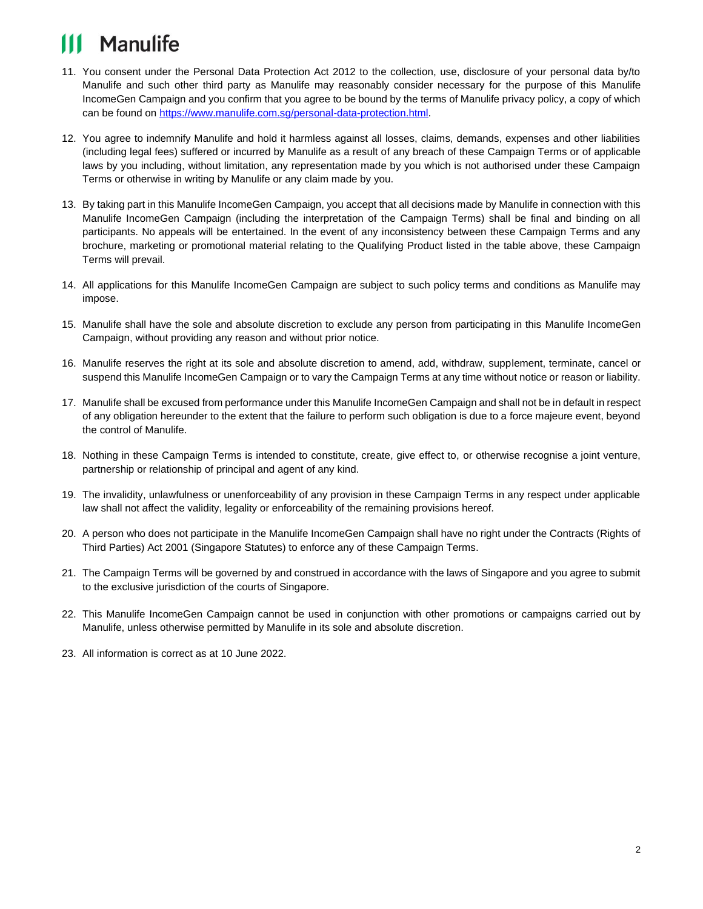11. You consent under the Personal Data Protection Act 2012 to the collection, use, disclosure of your personal data by/to Manulife and such other third party as Manulife may reasonably consider necessary for the purpose of this Manulife IncomeGen Campaign and you confirm that you agree to be bound by the terms of Manulife privacy policy, a copy of which can be found on https://www.manulife.com.sg/personal-data-protection.html.

12. You agree to indemnify Manulife and hold it harmless against all losses, claims, demands, expenses and other liabilities (including legal fees) suffered or incurred by Manulife as a result of any breach of these Campaign Terms or of applicable laws by you including, without limitation, any representation made by you which is not authorised under these Campaign Terms or otherwise in writing by Manulife or any claim made by you.

13. By taking part in this Manulife IncomeGen Campaign, you accept that all decisions made by Manulife in connection with this Manulife IncomeGen Campaign (including the interpretation of the Campaign Terms) shall be final and binding on all participants. No appeals will be entertained. In the event of any inconsistency between these Campaign Terms and any brochure, marketing or promotional material relating to the Qualifying Product listed in the table above, these Campaign Terms will prevail.

14. All applications for this Manulife IncomeGen Campaign are subject to such policy terms and conditions as Manulife may impose.

15. Manulife shall have the sole and absolute discretion to exclude any person from participating in this Manulife IncomeGen Campaign, without providing any reason and without prior notice.

16. Manulife reserves the right at its sole and absolute discretion to amend, add, withdraw, supplement, terminate, cancel or suspend this Manulife IncomeGen Campaign or to vary the Campaign Terms at any time without notice or reason or liability.

17. Manulife shall be excused from performance under this Manulife IncomeGen Campaign and shall not be in default in respect of any obligation hereunder to the extent that the failure to perform such obligation is due to a force majeure event, beyond the control of Manulife.

18. Nothing in these Campaign Terms is intended to constitute, create, give effect to, or otherwise recognise a joint venture, partnership or relationship of principal and agent of any kind.

19. The invalidity, unlawfulness or unenforceability of any provision in these Campaign Terms in any respect under applicable law shall not affect the validity, legality or enforceability of the remaining provisions hereof.

20. A person who does not participate in the Manulife IncomeGen Campaign shall have no right under the Contracts (Rights of Third Parties) Act 2001 (Singapore Statutes) to enforce any of these Campaign Terms.

21. The Campaign Terms will be governed by and construed in accordance with the laws of Singapore and you agree to submit to the exclusive jurisdiction of the courts of Singapore.

22. This Manulife IncomeGen Campaign cannot be used in conjunction with other promotions or campaigns carried out by Manulife, unless otherwise permitted by Manulife in its sole and absolute discretion.

23. All information is correct as at 10 June 2022.